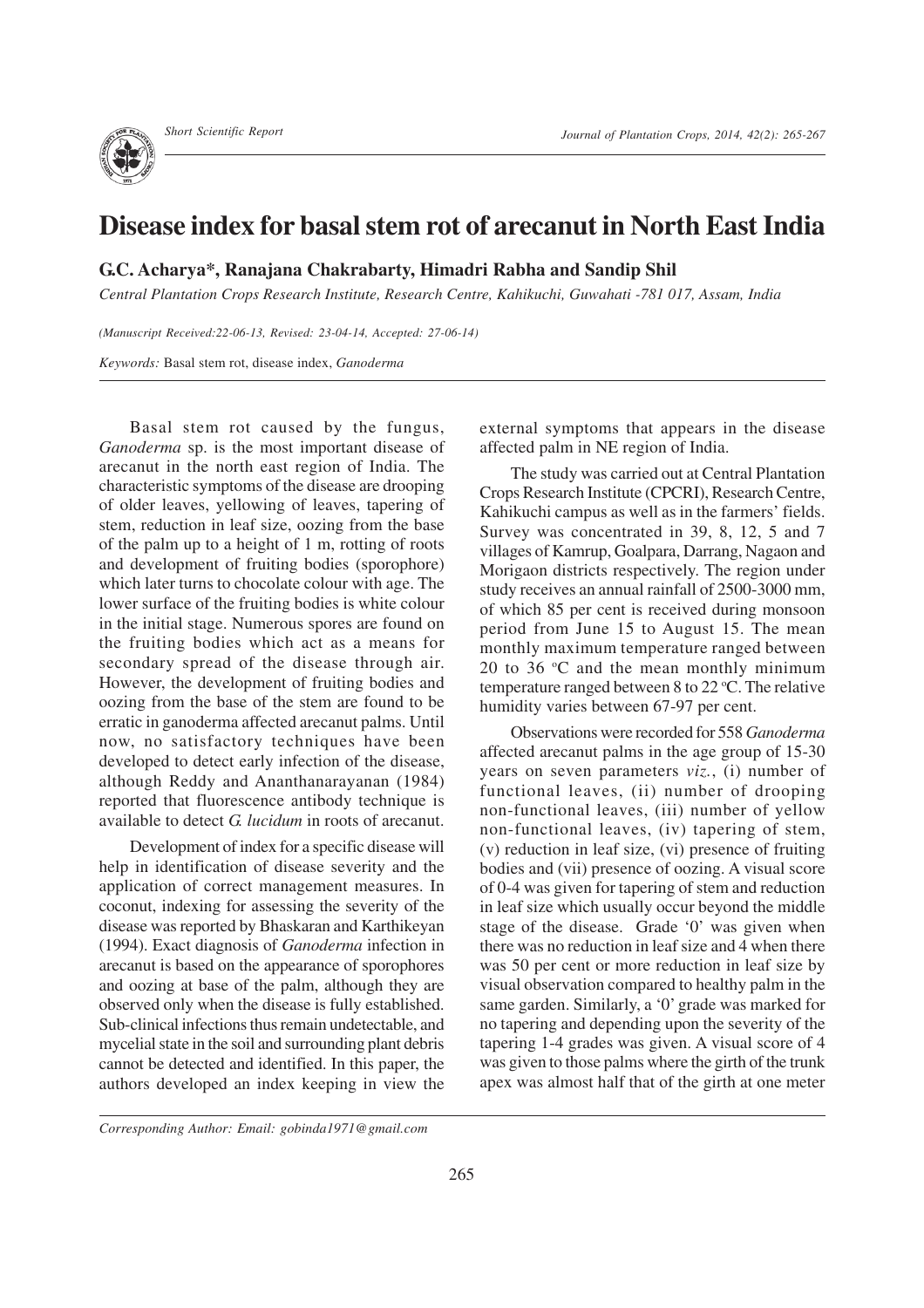Short Scientific Report

# Disease index for basal stem rot of arecanut in North East India

**G.C. Acharya\*, Ranajana Chakrabarty, Himadri Rabha and Sandip Shil**

*Central Plantation Crops Research Institute, Research Centre, Kahikuchi, Guwahati -781 017, Assam, India*

*(Manuscript Received:22-06-13, Revised: 23-04-14, Accepted: 27-06-14)*

*Keywords:* Basal stem rot, disease index, *Ganoderma*

Basal stem rot caused by the fungus, *Ganoderma* sp. is the most important disease of arecanut in the north east region of India. The characteristic symptoms of the disease are drooping of older leaves, yellowing of leaves, tapering of stem, reduction in leaf size, oozing from the base of the palm up to a height of 1 m, rotting of roots and development of fruiting bodies (sporophore) which later turns to chocolate colour with age. The lower surface of the fruiting bodies is white colour in the initial stage. Numerous spores are found on the fruiting bodies which act as a means for secondary spread of the disease through air. However, the development of fruiting bodies and oozing from the base of the stem are found to be erratic in ganoderma affected arecanut palms. Until now, no satisfactory techniques have been developed to detect early infection of the disease, although Reddy and Ananthanarayanan (1984) reported that fluorescence antibody technique is available to detect *G. lucidum* in roots of arecanut.

Development of index for a specific disease will help in identification of disease severity and the application of correct management measures. In coconut, indexing for assessing the severity of the disease was reported by Bhaskaran and Karthikeyan (1994). Exact diagnosis of *Ganoderma* infection in arecanut is based on the appearance of sporophores and oozing at base of the palm, although they are observed only when the disease is fully established. Sub-clinical infections thus remain undetectable, and mycelial state in the soil and surrounding plant debris cannot be detected and identified. In this paper, the authors developed an index keeping in view the external symptoms that appears in the disease affected palm in NE region of India.

The study was carried out at Central Plantation Crops Research Institute (CPCRI), Research Centre, Kahikuchi campus as well as in the farmers' fields. Survey was concentrated in 39, 8, 12, 5 and 7 villages of Kamrup, Goalpara, Darrang, Nagaon and Morigaon districts respectively. The region under study receives an annual rainfall of 2500-3000 mm, of which 85 per cent is received during monsoon period from June 15 to August 15. The mean monthly maximum temperature ranged between 20 to 36 °C and the mean monthly minimum temperature ranged between 8 to 22 °C. The relative humidity varies between 67-97 per cent.

Observations were recorded for 558 *Ganoderma* affected arecanut palms in the age group of 15-30 years on seven parameters *viz.*, (i) number of functional leaves, (ii) number of drooping non-functional leaves, (iii) number of yellow non-functional leaves, (iv) tapering of stem, (v) reduction in leaf size, (vi) presence of fruiting bodies and (vii) presence of oozing. A visual score of 0-4 was given for tapering of stem and reduction in leaf size which usually occur beyond the middle stage of the disease. Grade '0' was given when there was no reduction in leaf size and 4 when there was 50 per cent or more reduction in leaf size by visual observation compared to healthy palm in the same garden. Similarly, a '0' grade was marked for no tapering and depending upon the severity of the tapering 1-4 grades was given. A visual score of 4 was given to those palms where the girth of the trunk apex was almost half that of the girth at one meter

*Corresponding Author: Email: gobinda1971@gmail.com*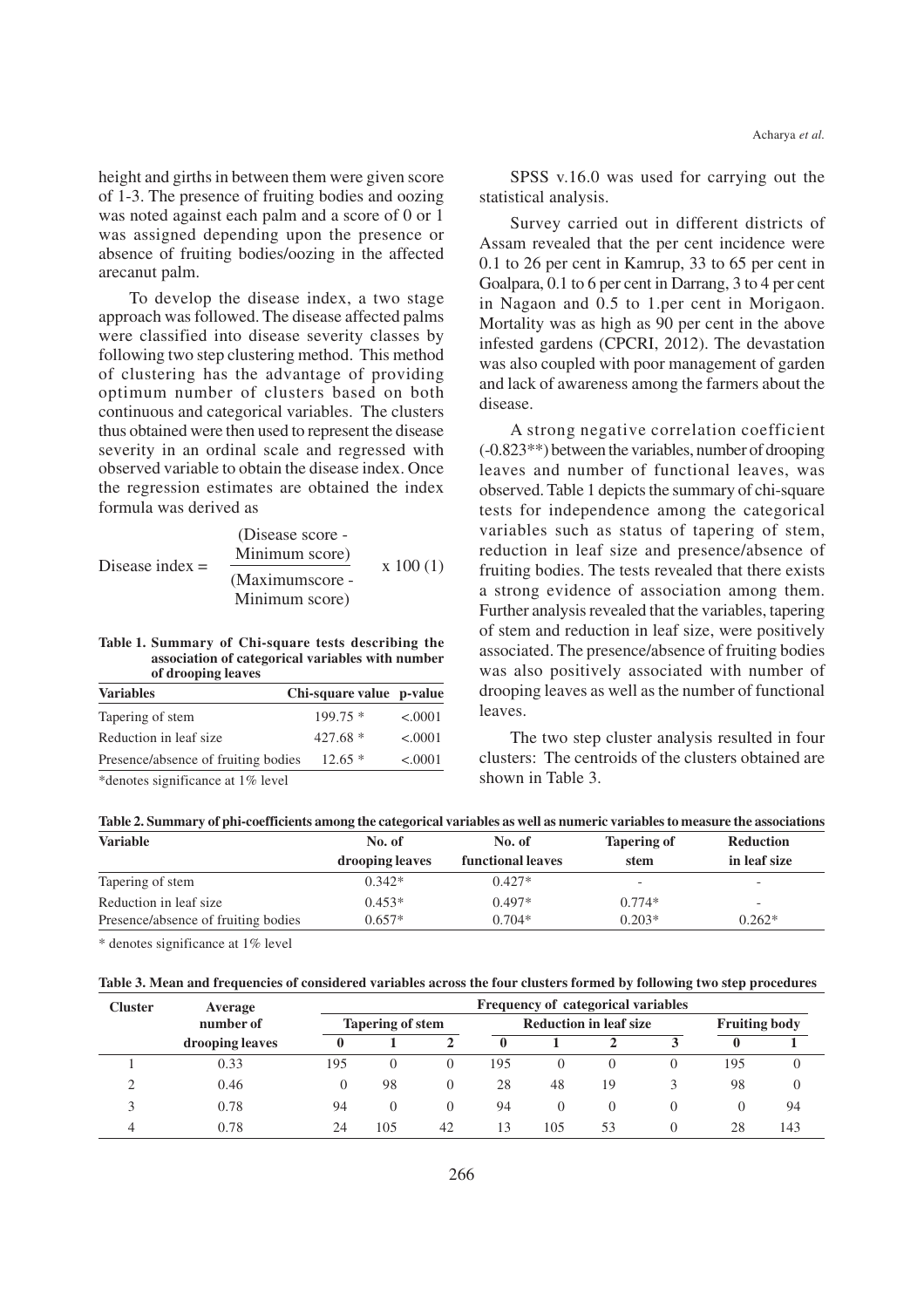height and girths in between them were given score of 1-3. The presence of fruiting bodies and oozing was noted against each palm and a score of 0 or 1 was assigned depending upon the presence or absence of fruiting bodies/oozing in the affected arecanut palm.

To develop the disease index, a two stage approach was followed. The disease affected palms were classified into disease severity classes by following two step clustering method. This method of clustering has the advantage of providing optimum number of clusters based on both continuous and categorical variables. The clusters thus obtained were then used to represent the disease severity in an ordinal scale and regressed with observed variable to obtain the disease index. Once the regression estimates are obtained the index formula was derived as

$$\text{Disease index} = \frac{(\text{Disease score - Minimum score})}{(\text{Maximumscore - Minimum score})} \times 100 \quad (1)$$

**Table 1. Summary of Chi-square tests describing the association of categorical variables with number of drooping leaves**

| Variables | Chi-square value | p-value |
|---|---|---|
| Tapering of stem | 199.75 * | <.0001 |
| Reduction in leaf size | 427.68 * | <.0001 |
| Presence/absence of fruiting bodies | 12.65 * | <.0001 |

*denotes significance at 1% level

SPSS v.16.0 was used for carrying out the statistical analysis.

Survey carried out in different districts of Assam revealed that the per cent incidence were 0.1 to 26 per cent in Kamrup, 33 to 65 per cent in Goalpara, 0.1 to 6 per cent in Darrang, 3 to 4 per cent in Nagaon and 0.5 to 1.per cent in Morigaon. Mortality was as high as 90 per cent in the above infested gardens (CPCRI, 2012). The devastation was also coupled with poor management of garden and lack of awareness among the farmers about the disease.

A strong negative correlation coefficient (-0.823**) between the variables, number of drooping leaves and number of functional leaves, was observed. Table 1 depicts the summary of chi-square tests for independence among the categorical variables such as status of tapering of stem, reduction in leaf size and presence/absence of fruiting bodies. The tests revealed that there exists a strong evidence of association among them. Further analysis revealed that the variables, tapering of stem and reduction in leaf size, were positively associated. The presence/absence of fruiting bodies was also positively associated with number of drooping leaves as well as the number of functional leaves.

The two step cluster analysis resulted in four clusters: The centroids of the clusters obtained are shown in Table 3.

**Table 2. Summary of phi-coefficients among the categorical variables as well as numeric variables to measure the associations**

| Variable | No. of drooping leaves | No. of functional leaves | Tapering of stem | Reduction in leaf size |
|---|---|---|---|---|
| Tapering of stem | 0.342* | 0.427* | - | - |
| Reduction in leaf size | 0.453* | 0.497* | 0.774* | - |
| Presence/absence of fruiting bodies | 0.657* | 0.704* | 0.203* | 0.262* |

\* denotes significance at 1% level

**Table 3. Mean and frequencies of considered variables across the four clusters formed by following two step procedures**

| Cluster | Average number of drooping leaves | Frequency of categorical variables | | | | | | | | |
|---|---|---|---|---|---|---|---|---|---|---|
| | | Tapering of stem | | | Reduction in leaf size | | | | Fruiting body | |
| | | 0 | 1 | 2 | 0 | 1 | 2 | 3 | 0 | 1 |
| 1 | 0.33 | 195 | 0 | 0 | 195 | 0 | 0 | 0 | 195 | 0 |
| 2 | 0.46 | 0 | 98 | 0 | 28 | 48 | 19 | 3 | 98 | 0 |
| 3 | 0.78 | 94 | 0 | 0 | 94 | 0 | 0 | 0 | 0 | 94 |
| 4 | 0.78 | 24 | 105 | 42 | 13 | 105 | 53 | 0 | 28 | 143 |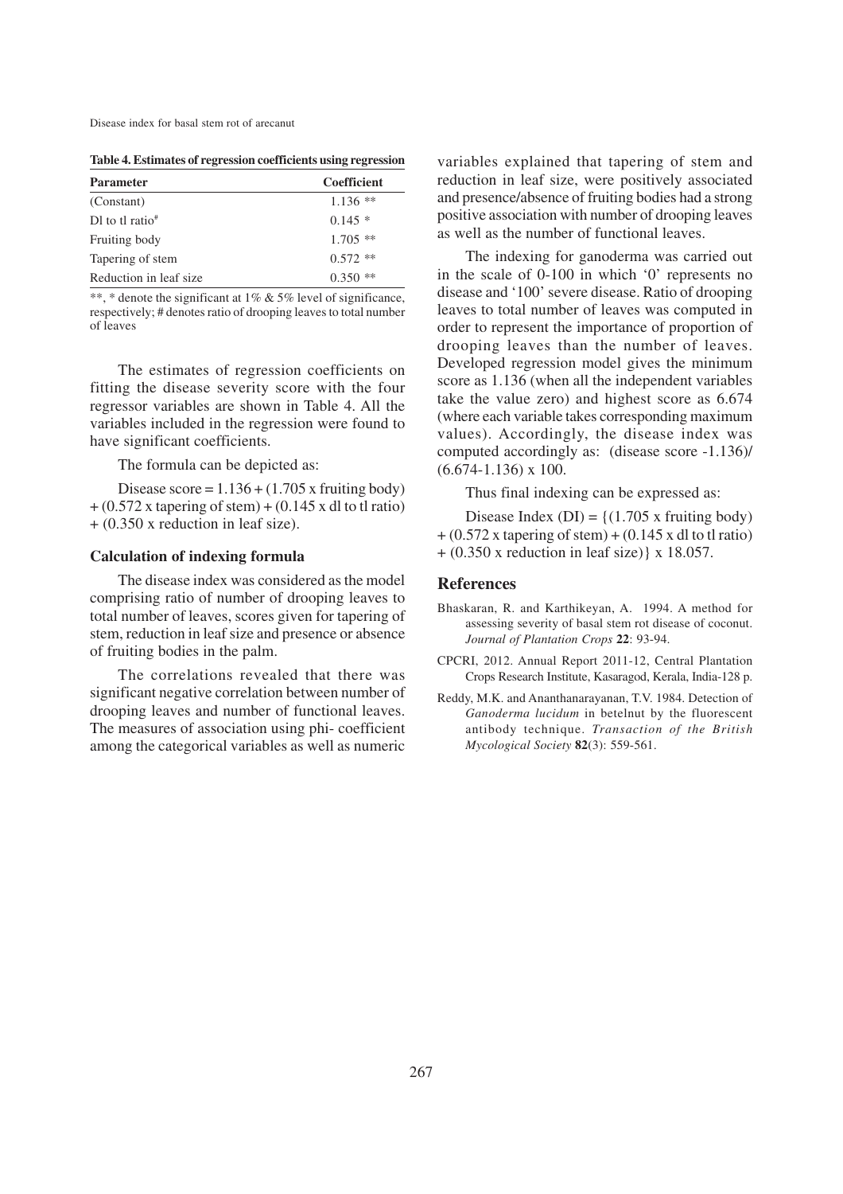**Table 4. Estimates of regression coefficients using regression**

| Parameter | Coefficient |
|---|---|
| (Constant) | 1.136 ** |
| Dl to tl ratio# | 0.145 * |
| Fruiting body | 1.705 ** |
| Tapering of stem | 0.572 ** |
| Reduction in leaf size | 0.350 ** |

**, * denote the significant at 1% & 5% level of significance, respectively; # denotes ratio of drooping leaves to total number of leaves

The estimates of regression coefficients on fitting the disease severity score with the four regressor variables are shown in Table 4. All the variables included in the regression were found to have significant coefficients.

The formula can be depicted as:

Disease score = 1.136 + (1.705 x fruiting body) + (0.572 x tapering of stem) + (0.145 x dl to tl ratio) + (0.350 x reduction in leaf size).

### Calculation of indexing formula

The disease index was considered as the model comprising ratio of number of drooping leaves to total number of leaves, scores given for tapering of stem, reduction in leaf size and presence or absence of fruiting bodies in the palm.

The correlations revealed that there was significant negative correlation between number of drooping leaves and number of functional leaves. The measures of association using phi- coefficient among the categorical variables as well as numeric variables explained that tapering of stem and reduction in leaf size, were positively associated and presence/absence of fruiting bodies had a strong positive association with number of drooping leaves as well as the number of functional leaves.

The indexing for ganoderma was carried out in the scale of 0-100 in which '0' represents no disease and '100' severe disease. Ratio of drooping leaves to total number of leaves was computed in order to represent the importance of proportion of drooping leaves than the number of leaves. Developed regression model gives the minimum score as 1.136 (when all the independent variables take the value zero) and highest score as 6.674 (where each variable takes corresponding maximum values). Accordingly, the disease index was computed accordingly as: (disease score -1.136)/ (6.674-1.136) x 100.

Thus final indexing can be expressed as:

Disease Index (DI) = {(1.705 x fruiting body) + (0.572 x tapering of stem) + (0.145 x dl to tl ratio) + (0.350 x reduction in leaf size)} x 18.057.

## References

Bhaskaran, R. and Karthikeyan, A. 1994. A method for assessing severity of basal stem rot disease of coconut. *Journal of Plantation Crops* **22**: 93-94.

CPCRI, 2012. Annual Report 2011-12, Central Plantation Crops Research Institute, Kasaragod, Kerala, India-128 p.

Reddy, M.K. and Ananthanarayanan, T.V. 1984. Detection of *Ganoderma lucidum* in betelnut by the fluorescent antibody technique. *Transaction of the British Mycological Society* **82**(3): 559-561.